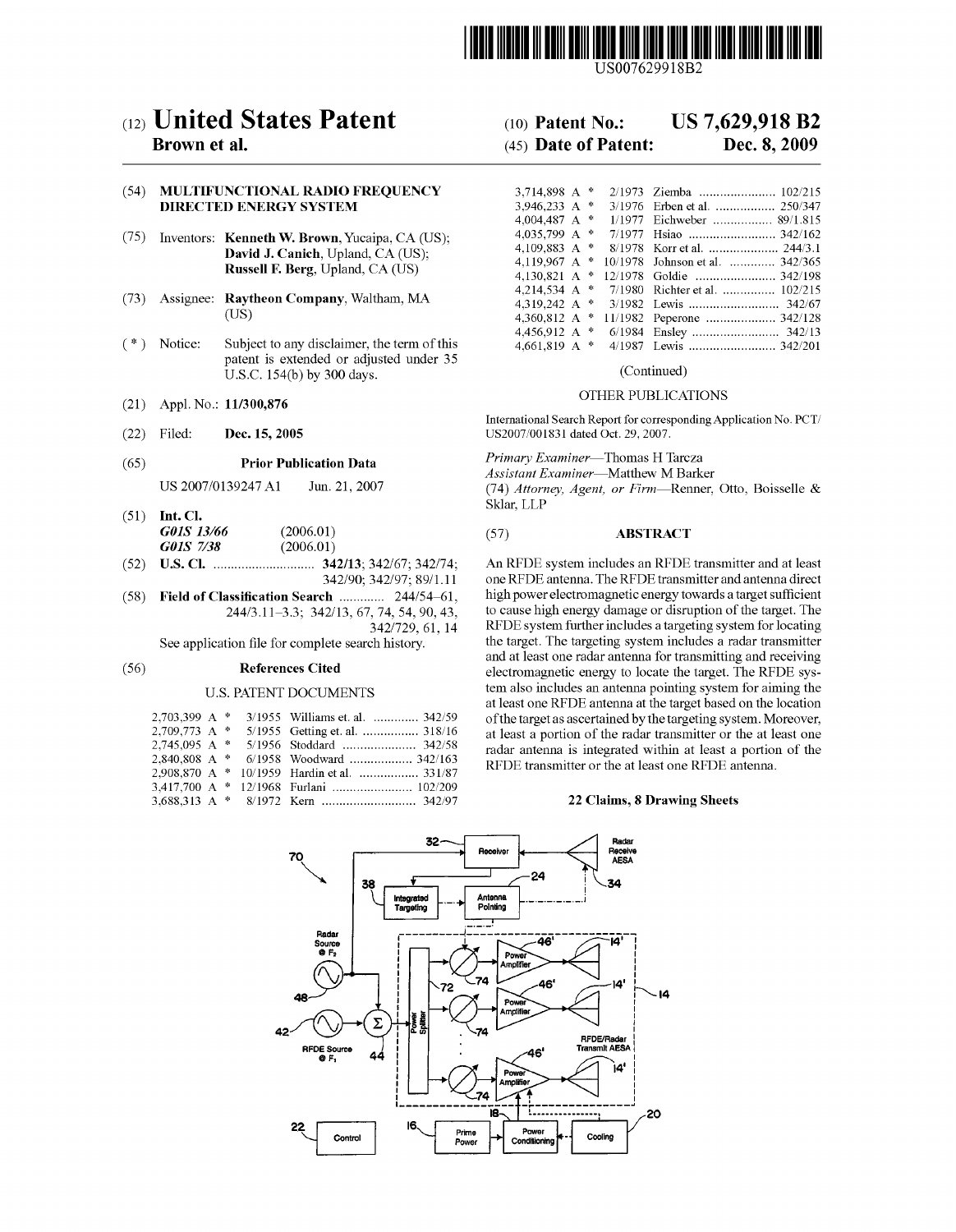US007629918B2

# (12) United States Patent
**Brown et al.**

**(10) Patent No.: US 7,629,918 B2**

**(45) Date of Patent: Dec. 8, 2009**

(54) **MULTIFUNCTIONAL RADIO FREQUENCY DIRECTED ENERGY SYSTEM**

(75) Inventors: **Kenneth W. Brown**, Yucaipa, CA (US); **David J. Canich**, Upland, CA (US); **Russell F. Berg**, Upland, CA (US)

(73) Assignee: **Raytheon Company**, Waltham, MA (US)

( * ) Notice: Subject to any disclaimer, the term of this patent is extended or adjusted under 35 U.S.C. 154(b) by 300 days.

(21) Appl. No.: **11/300,876**

(22) Filed: **Dec. 15, 2005**

(65) **Prior Publication Data**

US 2007/0139247 A1 Jun. 21, 2007

(51) **Int. Cl.**
*G01S 13/66* (2006.01)
*G01S 7/38* (2006.01)

(52) **U.S. Cl.** ............................ **342/13**; 342/67; 342/74; 342/90; 342/97; 89/1.11

(58) **Field of Classification Search** ............ 244/54–61, 244/3.11–3.3; 342/13, 67, 74, 54, 90, 43, 342/729, 61, 14

See application file for complete search history.

(56) **References Cited**

U.S. PATENT DOCUMENTS

| | | | |
|---|---|---|---|
| 2,703,399 A * | 3/1955 | Williams et. al. | 342/59 |
| 2,709,773 A * | 5/1955 | Getting et. al. | 318/16 |
| 2,745,095 A * | 5/1956 | Stoddard | 342/58 |
| 2,840,808 A * | 6/1958 | Woodward | 342/163 |
| 2,908,870 A * | 10/1959 | Hardin et al. | 331/87 |
| 3,417,700 A * | 12/1968 | Furlani | 102/209 |
| 3,688,313 A * | 8/1972 | Kern | 342/97 |
| 3,714,898 A * | 2/1973 | Ziemba | 102/215 |
| 3,946,233 A * | 3/1976 | Erben et al. | 250/347 |
| 4,004,487 A * | 1/1977 | Eichweber | 89/1.815 |
| 4,035,799 A * | 7/1977 | Hsiao | 342/162 |
| 4,109,883 A * | 8/1978 | Korr et al. | 244/3.1 |
| 4,119,967 A * | 10/1978 | Johnson et al. | 342/365 |
| 4,130,821 A * | 12/1978 | Goldie | 342/198 |
| 4,214,534 A * | 7/1980 | Richter et al. | 102/215 |
| 4,319,242 A * | 3/1982 | Lewis | 342/67 |
| 4,360,812 A * | 11/1982 | Peperone | 342/128 |
| 4,456,912 A * | 6/1984 | Ensley | 342/13 |
| 4,661,819 A * | 4/1987 | Lewis | 342/201 |

(Continued)

OTHER PUBLICATIONS

International Search Report for corresponding Application No. PCT/US2007/001831 dated Oct. 29, 2007.

*Primary Examiner*—Thomas H Tarcza
*Assistant Examiner*—Matthew M Barker
(74) *Attorney, Agent, or Firm*—Renner, Otto, Boisselle & Sklar, LLP

(57) **ABSTRACT**

An RFDE system includes an RFDE transmitter and at least one RFDE antenna. The RFDE transmitter and antenna direct high power electromagnetic energy towards a target sufficient to cause high energy damage or disruption of the target. The RFDE system further includes a targeting system for locating the target. The targeting system includes a radar transmitter and at least one radar antenna for transmitting and receiving electromagnetic energy to locate the target. The RFDE system also includes an antenna pointing system for aiming the at least one RFDE antenna at the target based on the location of the target as ascertained by the targeting system. Moreover, at least a portion of the radar transmitter or the at least one radar antenna is integrated within at least a portion of the RFDE transmitter or the at least one RFDE antenna.

**22 Claims, 8 Drawing Sheets**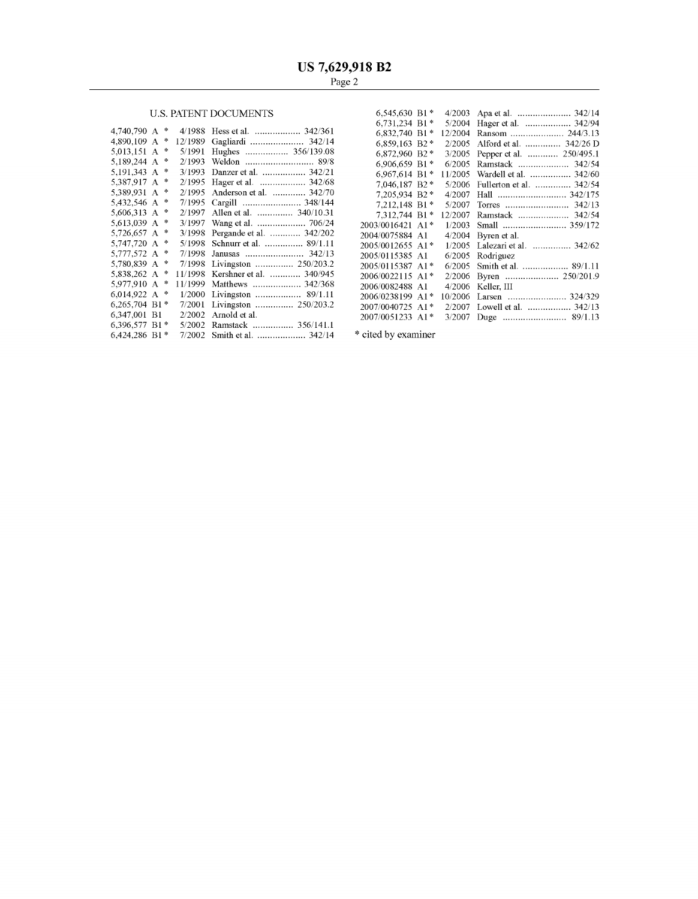## U.S. PATENT DOCUMENTS

| | | | | |
|---|---|---|---|---|
| 4,740,790 | A * | 4/1988 | Hess et al. | 342/361 |
| 4,890,109 | A * | 12/1989 | Gagliardi | 342/14 |
| 5,013,151 | A * | 5/1991 | Hughes | 356/139.08 |
| 5,189,244 | A * | 2/1993 | Weldon | 89/8 |
| 5,191,343 | A * | 3/1993 | Danzer et al. | 342/21 |
| 5,387,917 | A * | 2/1995 | Hager et al. | 342/68 |
| 5,389,931 | A * | 2/1995 | Anderson et al. | 342/70 |
| 5,432,546 | A * | 7/1995 | Cargill | 348/144 |
| 5,606,313 | A * | 2/1997 | Allen et al. | 340/10.31 |
| 5,613,039 | A * | 3/1997 | Wang et al. | 706/24 |
| 5,726,657 | A * | 3/1998 | Pergande et al. | 342/202 |
| 5,747,720 | A * | 5/1998 | Schnurr et al. | 89/1.11 |
| 5,777,572 | A * | 7/1998 | Janusas | 342/13 |
| 5,780,839 | A * | 7/1998 | Livingston | 250/203.2 |
| 5,838,262 | A * | 11/1998 | Kershner et al. | 340/945 |
| 5,977,910 | A * | 11/1999 | Matthews | 342/368 |
| 6,014,922 | A * | 1/2000 | Livingston | 89/1.11 |
| 6,265,704 | B1 * | 7/2001 | Livingston | 250/203.2 |
| 6,347,001 | B1 | 2/2002 | Arnold et al. | |
| 6,396,577 | B1 * | 5/2002 | Ramstack | 356/141.1 |
| 6,424,286 | B1 * | 7/2002 | Smith et al. | 342/14 |
| 6,545,630 | B1 * | 4/2003 | Apa et al. | 342/14 |
| 6,731,234 | B1 * | 5/2004 | Hager et al. | 342/94 |
| 6,832,740 | B1 * | 12/2004 | Ransom | 244/3.13 |
| 6,859,163 | B2 * | 2/2005 | Alford et al. | 342/26 D |
| 6,872,960 | B2 * | 3/2005 | Pepper et al. | 250/495.1 |
| 6,906,659 | B1 * | 6/2005 | Ramstack | 342/54 |
| 6,967,614 | B1 * | 11/2005 | Wardell et al. | 342/60 |
| 7,046,187 | B2 * | 5/2006 | Fullerton et al. | 342/54 |
| 7,205,934 | B2 * | 4/2007 | Hall | 342/175 |
| 7,212,148 | B1 * | 5/2007 | Torres | 342/13 |
| 7,312,744 | B1 * | 12/2007 | Ramstack | 342/54 |
| 2003/0016421 | A1 * | 1/2003 | Small | 359/172 |
| 2004/0075884 | A1 | 4/2004 | Byren et al. | |
| 2005/0012655 | A1 * | 1/2005 | Lalezari et al. | 342/62 |
| 2005/0115385 | A1 | 6/2005 | Rodriguez | |
| 2005/0115387 | A1 * | 6/2005 | Smith et al. | 89/1.11 |
| 2006/0022115 | A1 * | 2/2006 | Byren | 250/201.9 |
| 2006/0082488 | A1 | 4/2006 | Keller, III | |
| 2006/0238199 | A1 * | 10/2006 | Larsen | 324/329 |
| 2007/0040725 | A1 * | 2/2007 | Lowell et al. | 342/13 |
| 2007/0051233 | A1 * | 3/2007 | Duge | 89/1.13 |

* cited by examiner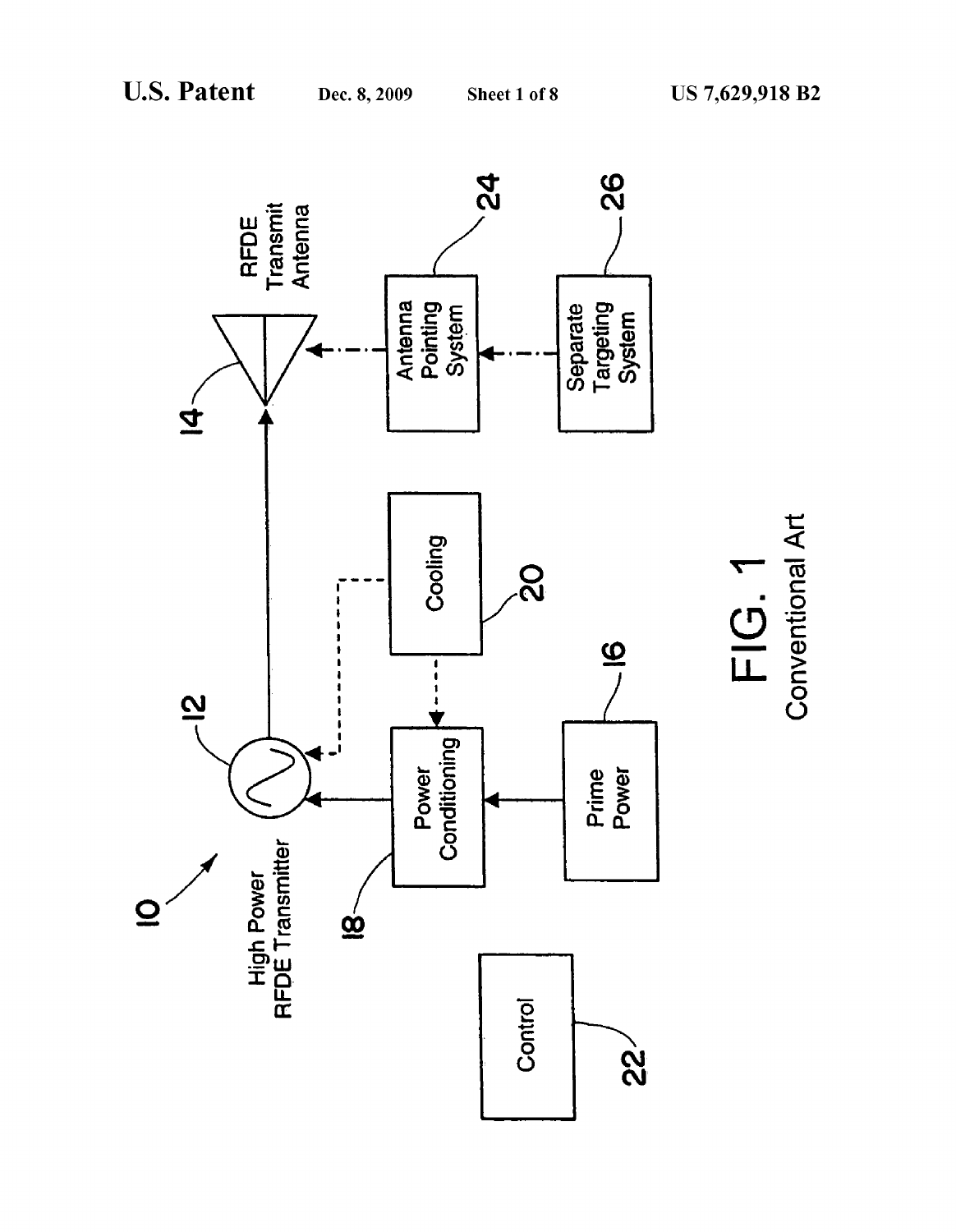**FIG. 1**

Conventional Art

10

12 High Power RFDE Transmitter

14 RFDE Transmit Antenna

16 Prime Power

18 Power Conditioning

20 Cooling

22 Control

24 Antenna Pointing System

26 Separate Targeting System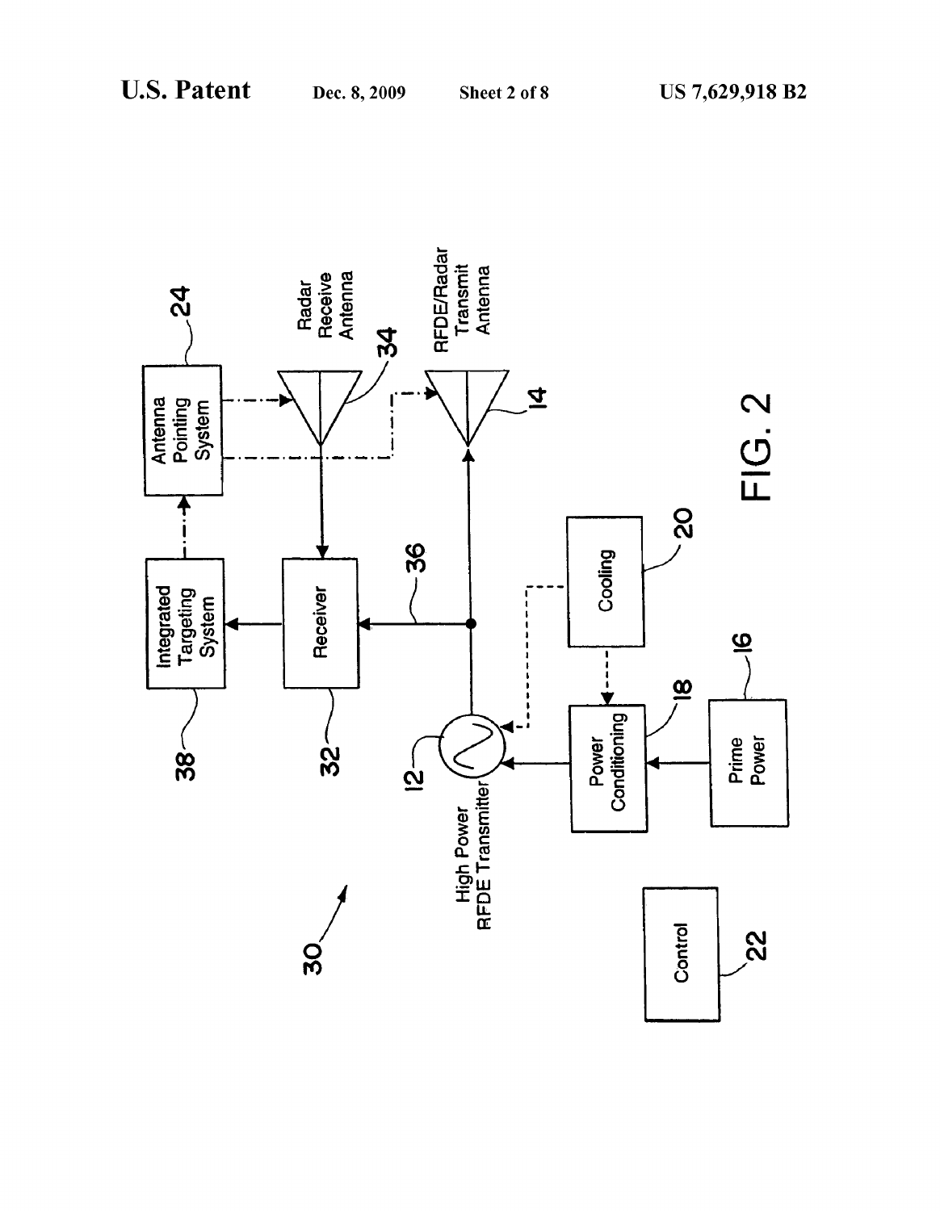FIG. 2

30

Integrated Targeting System 38

Antenna Pointing System 24

Receiver 32

Radar Receive Antenna 34

RFDE/Radar Transmit Antenna 14

36

High Power RFDE Transmitter 12

Cooling 20

Power Conditioning 18

Prime Power 16

Control 22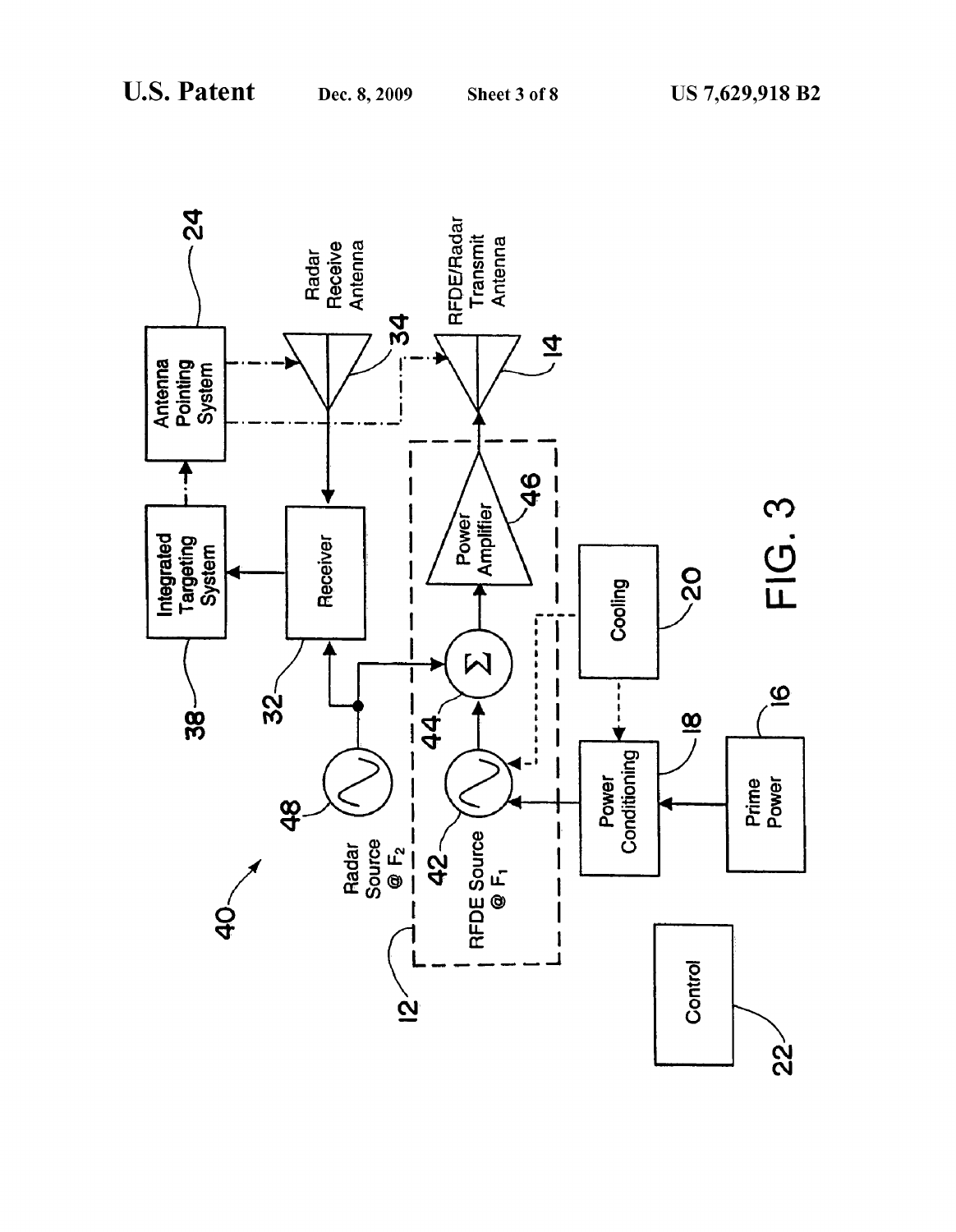40

Radar Source @ $F_2$

48

RFDE Source @ $F_1$

42

12

44

$\Sigma$

Power Amplifier

46

RFDE/Radar Transmit Antenna

14

Radar Receive Antenna

34

Antenna Pointing System

24

Integrated Targeting System

38

Receiver

32

Cooling

20

Power Conditioning

18

Prime Power

16

Control

22

FIG. 3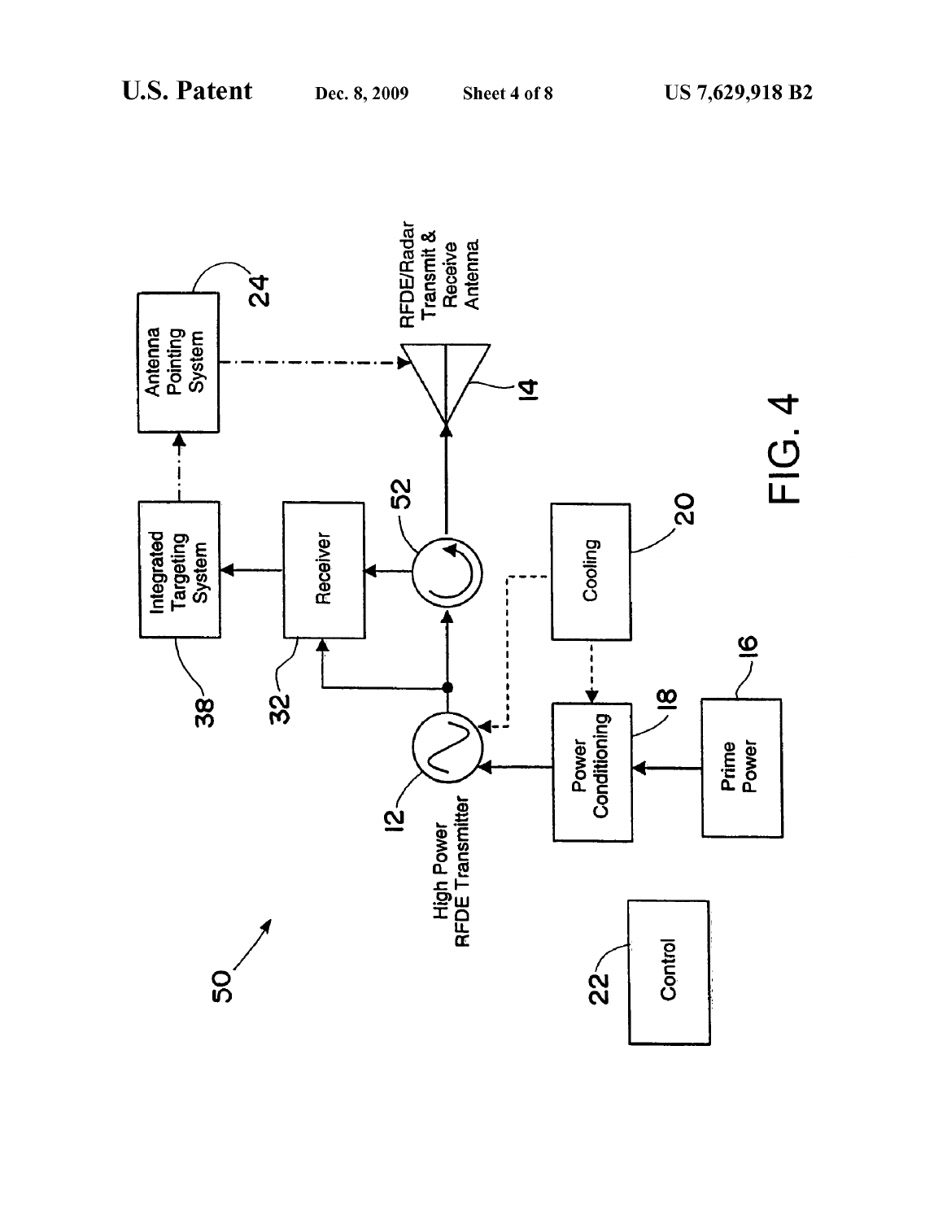FIG. 4

50

12 High Power RFDE Transmitter

14 RFDE/Radar Transmit & Receive Antenna

16 Prime Power

18 Power Conditioning

20 Cooling

22 Control

24 Antenna Pointing System

32 Receiver

38 Integrated Targeting System

52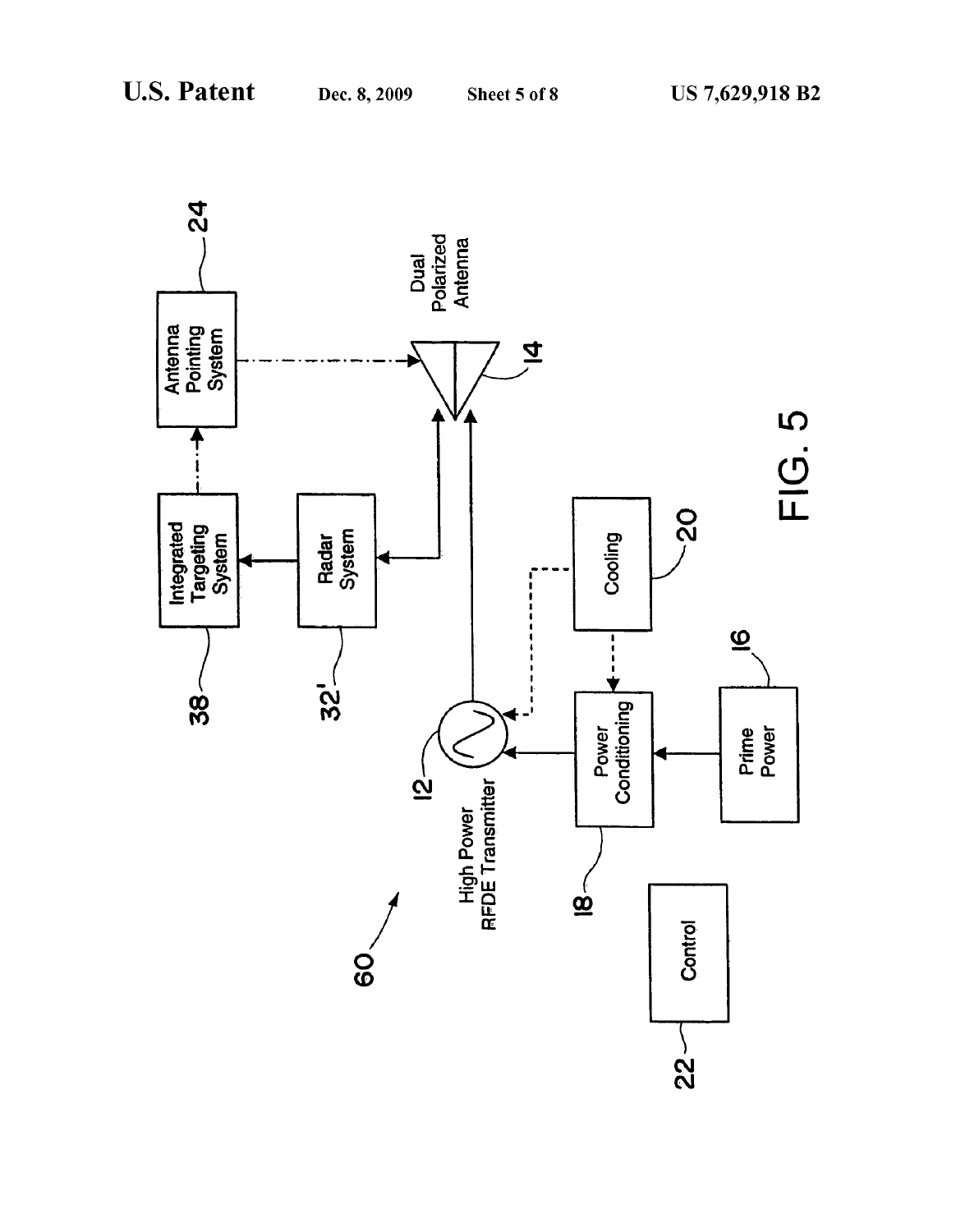Antenna Pointing System

24

Dual Polarized Antenna

14

Integrated Targeting System

38

Radar System

32'

Cooling

20

High Power RFDE Transmitter

12

Power Conditioning

18

Prime Power

16

60

Control

22

FIG. 5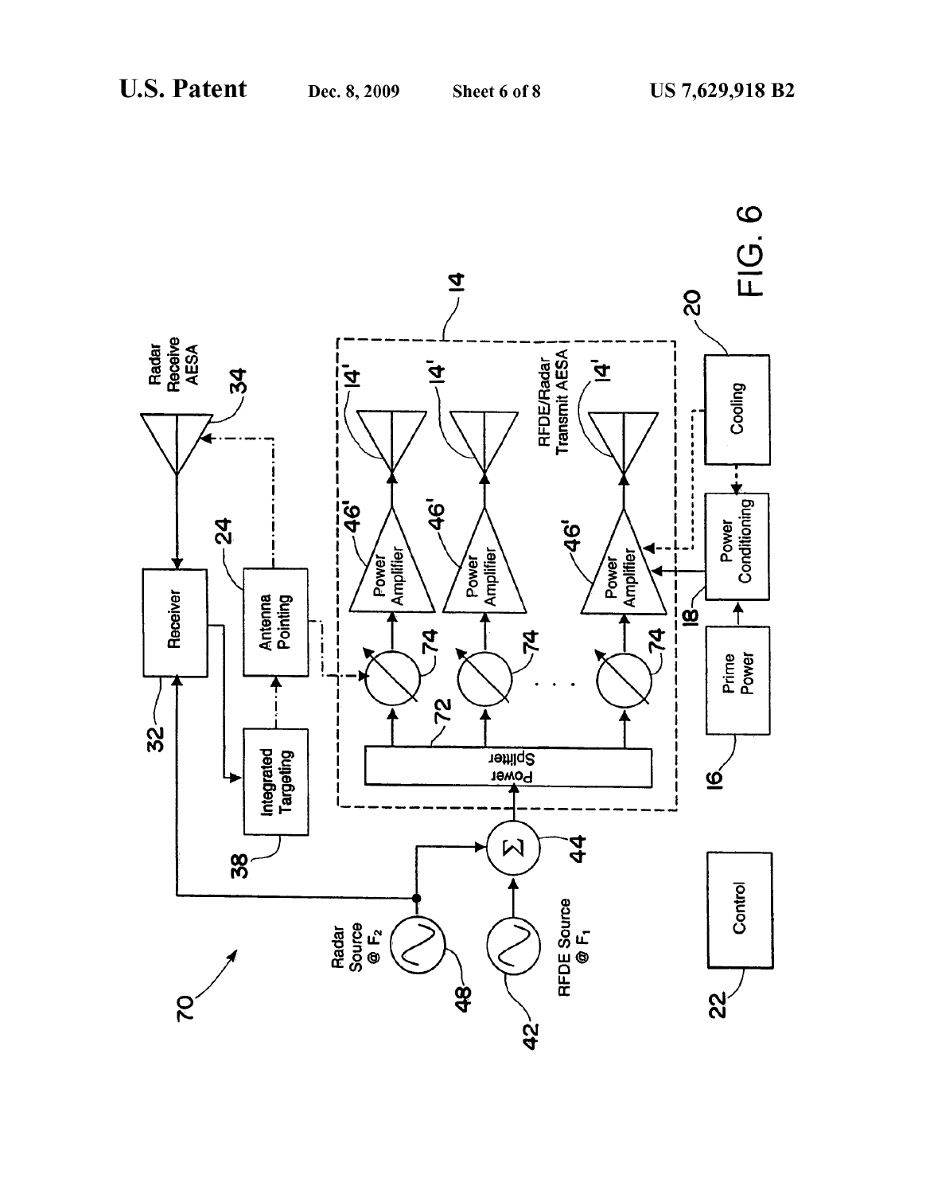FIG. 6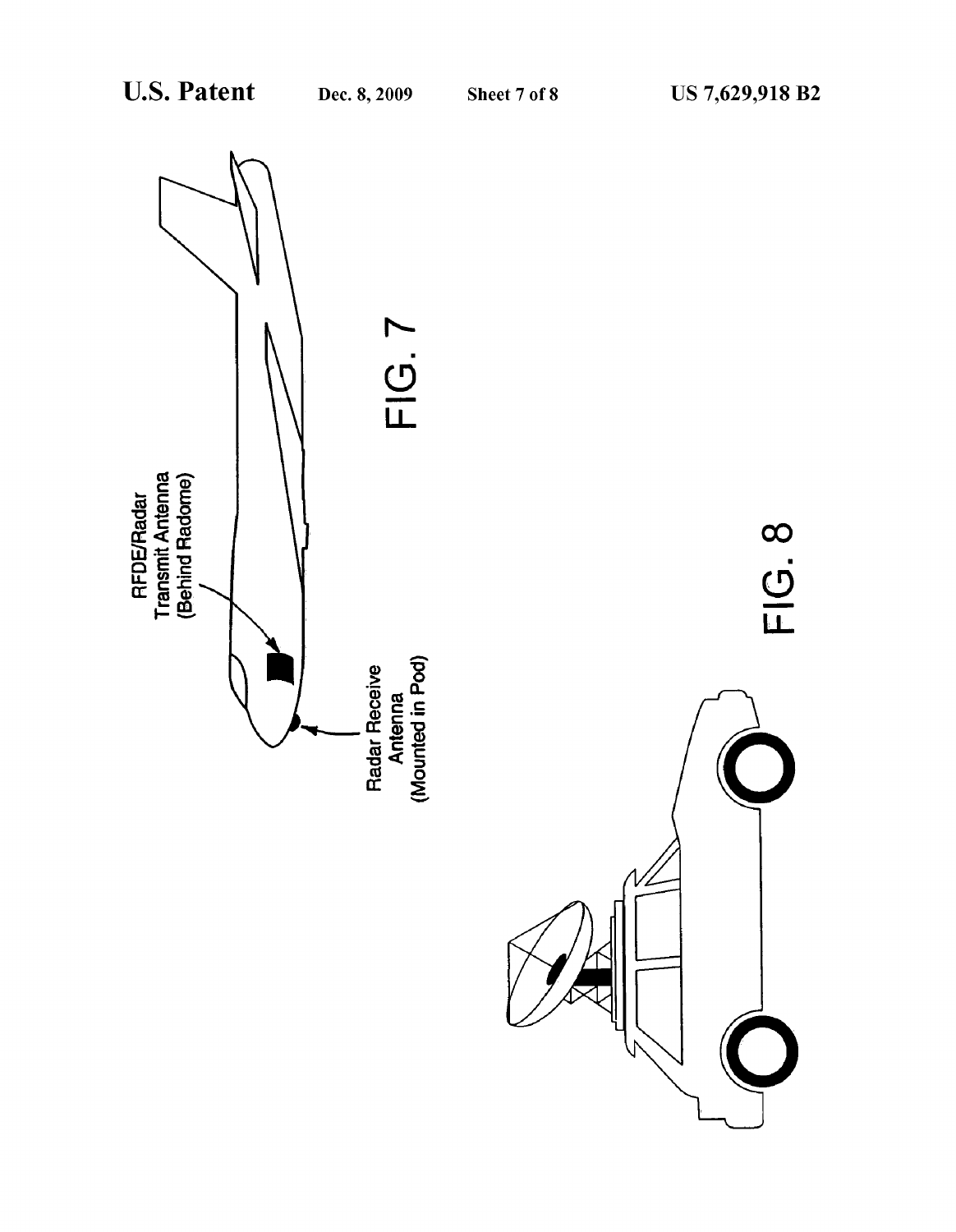RFDE/Radar
Transmit Antenna
(Behind Radome)

Radar Receive
Antenna
(Mounted in Pod)

FIG. 7

FIG. 8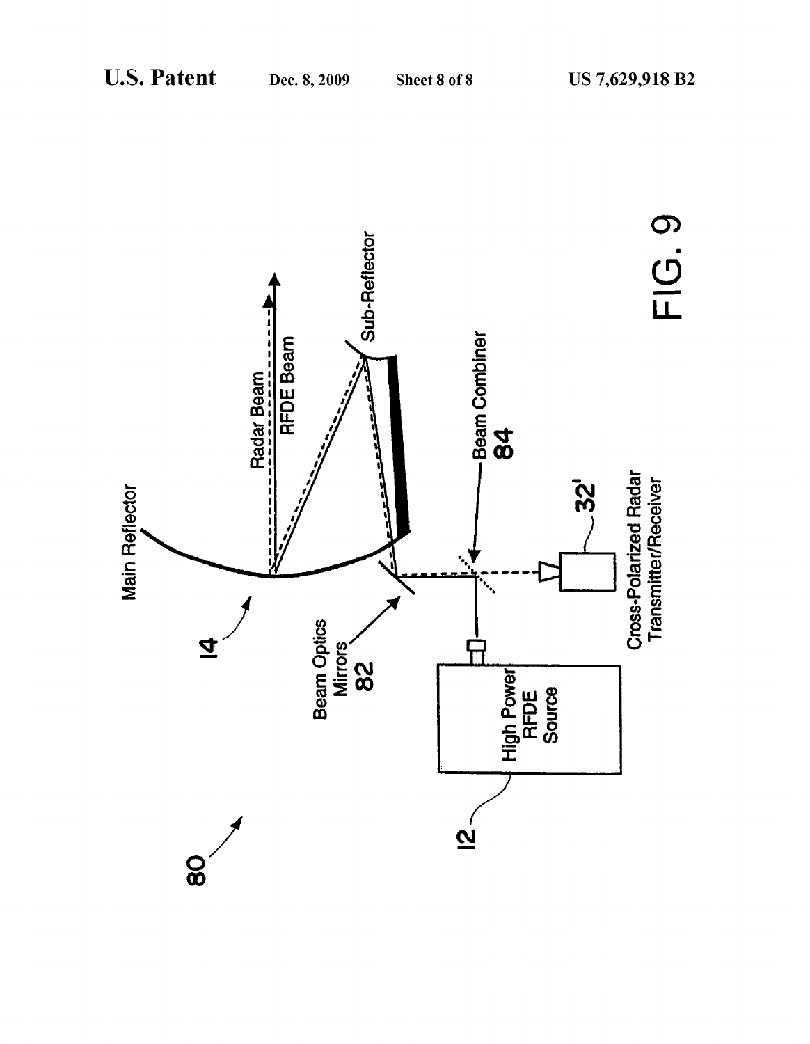FIG. 9

80

12 High Power RFDE Source

14

Main Reflector

Sub-Reflector

Radar Beam

RFDE Beam

Beam Optics Mirrors 82

Beam Combiner 84

32' Cross-Polarized Radar Transmitter/Receiver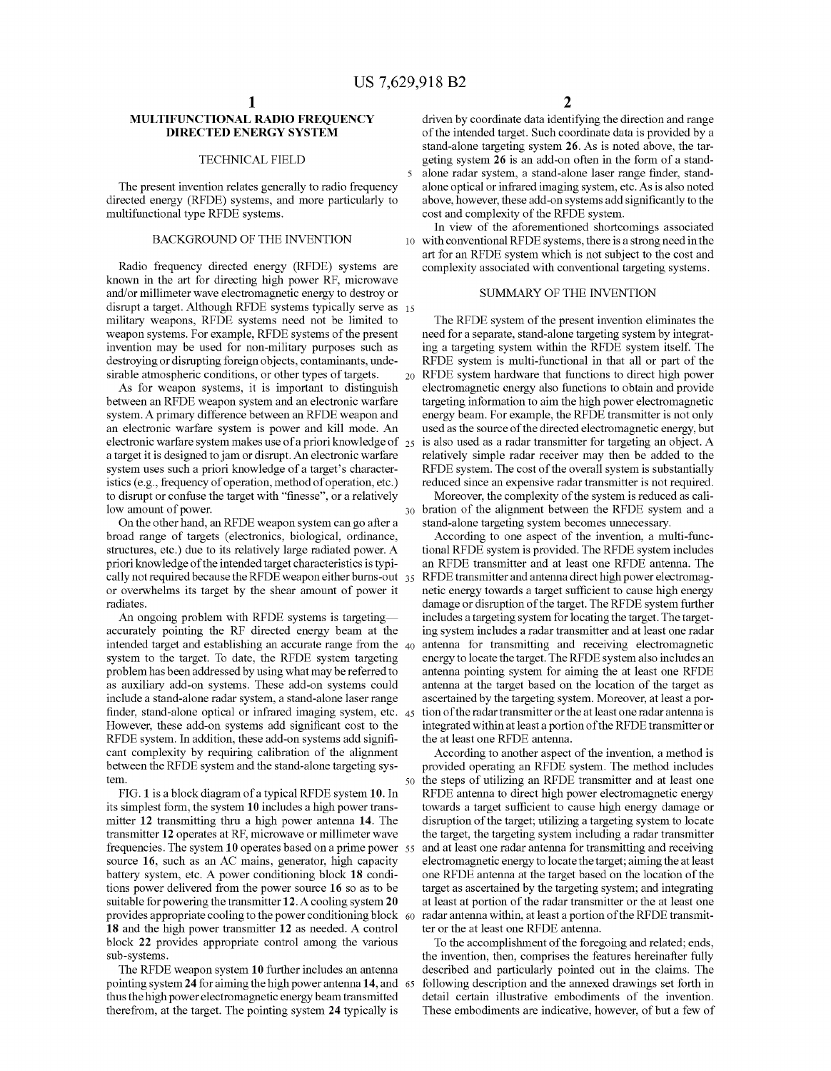# MULTIFUNCTIONAL RADIO FREQUENCY DIRECTED ENERGY SYSTEM

## TECHNICAL FIELD

The present invention relates generally to radio frequency directed energy (RFDE) systems, and more particularly to multifunctional type RFDE systems.

## BACKGROUND OF THE INVENTION

Radio frequency directed energy (RFDE) systems are known in the art for directing high power RF, microwave and/or millimeter wave electromagnetic energy to destroy or disrupt a target. Although RFDE systems typically serve as military weapons, RFDE systems need not be limited to weapon systems. For example, RFDE systems of the present invention may be used for non-military purposes such as destroying or disrupting foreign objects, contaminants, undesirable atmospheric conditions, or other types of targets.

As for weapon systems, it is important to distinguish between an RFDE weapon system and an electronic warfare system. A primary difference between an RFDE weapon and an electronic warfare system is power and kill mode. An electronic warfare system makes use of a priori knowledge of a target it is designed to jam or disrupt. An electronic warfare system uses such a priori knowledge of a target's characteristics (e.g., frequency of operation, method of operation, etc.) to disrupt or confuse the target with "finesse", or a relatively low amount of power.

On the other hand, an RFDE weapon system can go after a broad range of targets (electronics, biological, ordinance, structures, etc.) due to its relatively large radiated power. A priori knowledge of the intended target characteristics is typically not required because the RFDE weapon either burns-out or overwhelms its target by the shear amount of power it radiates.

An ongoing problem with RFDE systems is targeting—accurately pointing the RF directed energy beam at the intended target and establishing an accurate range from the system to the target. To date, the RFDE system targeting problem has been addressed by using what may be referred to as auxiliary add-on systems. These add-on systems could include a stand-alone radar system, a stand-alone laser range finder, stand-alone optical or infrared imaging system, etc. However, these add-on systems add significant cost to the RFDE system. In addition, these add-on systems add significant complexity by requiring calibration of the alignment between the RFDE system and the stand-alone targeting system.

FIG. 1 is a block diagram of a typical RFDE system **10**. In its simplest form, the system **10** includes a high power transmitter **12** transmitting thru a high power antenna **14**. The transmitter **12** operates at RF, microwave or millimeter wave frequencies. The system **10** operates based on a prime power source **16**, such as an AC mains, generator, high capacity battery system, etc. A power conditioning block **18** conditions power delivered from the power source **16** so as to be suitable for powering the transmitter **12**. A cooling system **20** provides appropriate cooling to the power conditioning block **18** and the high power transmitter **12** as needed. A control block **22** provides appropriate control among the various sub-systems.

The RFDE weapon system **10** further includes an antenna pointing system **24** for aiming the high power antenna **14**, and thus the high power electromagnetic energy beam transmitted therefrom, at the target. The pointing system **24** typically is driven by coordinate data identifying the direction and range of the intended target. Such coordinate data is provided by a stand-alone targeting system **26**. As is noted above, the targeting system **26** is an add-on often in the form of a stand-alone radar system, a stand-alone laser range finder, stand-alone optical or infrared imaging system, etc. As is also noted above, however, these add-on systems add significantly to the cost and complexity of the RFDE system.

In view of the aforementioned shortcomings associated with conventional RFDE systems, there is a strong need in the art for an RFDE system which is not subject to the cost and complexity associated with conventional targeting systems.

## SUMMARY OF THE INVENTION

The RFDE system of the present invention eliminates the need for a separate, stand-alone targeting system by integrating a targeting system within the RFDE system itself. The RFDE system is multi-functional in that all or part of the RFDE system hardware that functions to direct high power electromagnetic energy also functions to obtain and provide targeting information to aim the high power electromagnetic energy beam. For example, the RFDE transmitter is not only used as the source of the directed electromagnetic energy, but is also used as a radar transmitter for targeting an object. A relatively simple radar receiver may then be added to the RFDE system. The cost of the overall system is substantially reduced since an expensive radar transmitter is not required.

Moreover, the complexity of the system is reduced as calibration of the alignment between the RFDE system and a stand-alone targeting system becomes unnecessary.

According to one aspect of the invention, a multi-functional RFDE system is provided. The RFDE system includes an RFDE transmitter and at least one RFDE antenna. The RFDE transmitter and antenna direct high power electromagnetic energy towards a target sufficient to cause high energy damage or disruption of the target. The RFDE system further includes a targeting system for locating the target. The targeting system includes a radar transmitter and at least one radar antenna for transmitting and receiving electromagnetic energy to locate the target. The RFDE system also includes an antenna pointing system for aiming the at least one RFDE antenna at the target based on the location of the target as ascertained by the targeting system. Moreover, at least a portion of the radar transmitter or the at least one radar antenna is integrated within at least a portion of the RFDE transmitter or the at least one RFDE antenna.

According to another aspect of the invention, a method is provided operating an RFDE system. The method includes the steps of utilizing an RFDE transmitter and at least one RFDE antenna to direct high power electromagnetic energy towards a target sufficient to cause high energy damage or disruption of the target; utilizing a targeting system to locate the target, the targeting system including a radar transmitter and at least one radar antenna for transmitting and receiving electromagnetic energy to locate the target; aiming the at least one RFDE antenna at the target based on the location of the target as ascertained by the targeting system; and integrating at least at portion of the radar transmitter or the at least one radar antenna within, at least a portion of the RFDE transmitter or the at least one RFDE antenna.

To the accomplishment of the foregoing and related; ends, the invention, then, comprises the features hereinafter fully described and particularly pointed out in the claims. The following description and the annexed drawings set forth in detail certain illustrative embodiments of the invention. These embodiments are indicative, however, of but a few of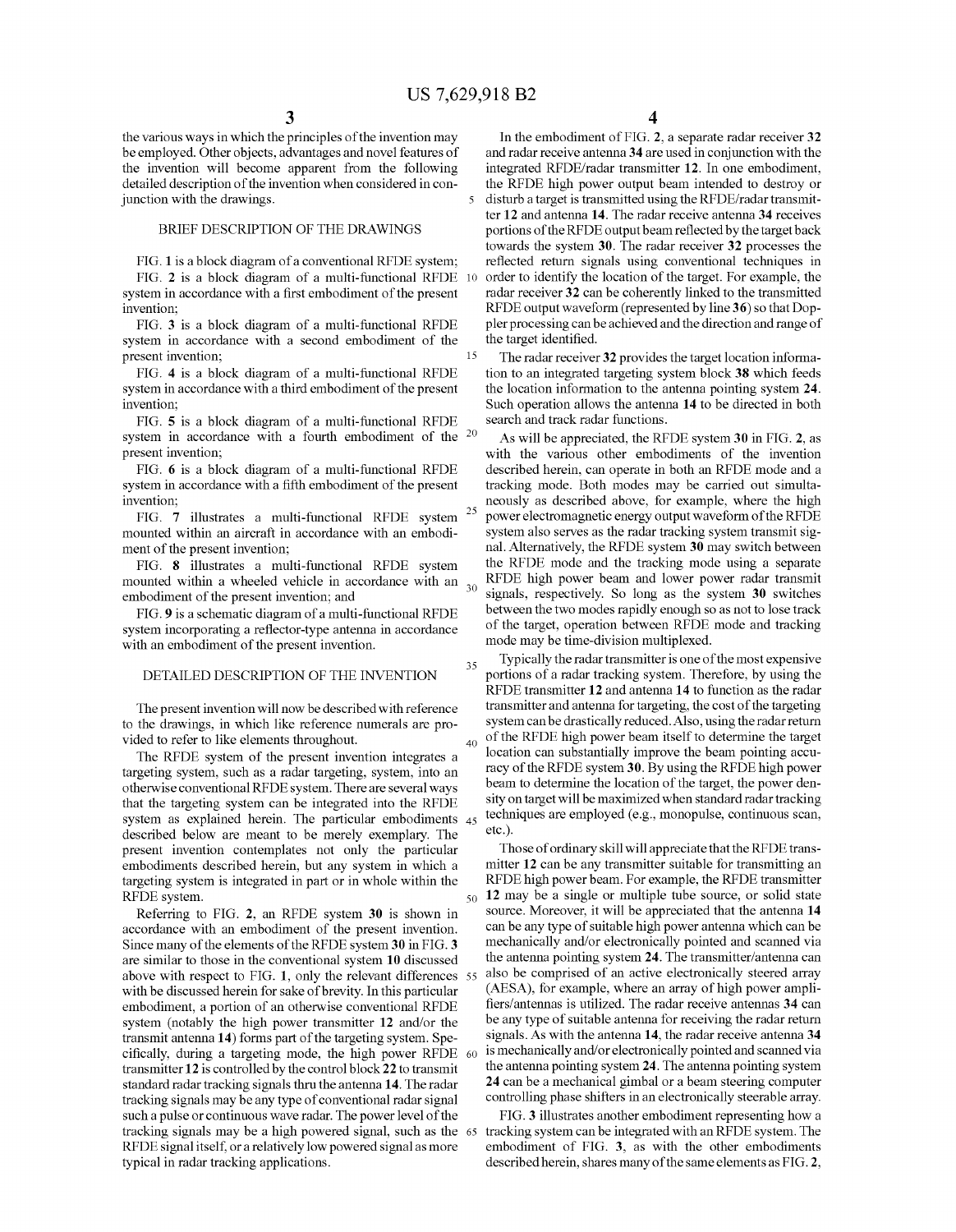the various ways in which the principles of the invention may be employed. Other objects, advantages and novel features of the invention will become apparent from the following detailed description of the invention when considered in conjunction with the drawings.

## BRIEF DESCRIPTION OF THE DRAWINGS

FIG. 1 is a block diagram of a conventional RFDE system;

FIG. 2 is a block diagram of a multi-functional RFDE system in accordance with a first embodiment of the present invention;

FIG. 3 is a block diagram of a multi-functional RFDE system in accordance with a second embodiment of the present invention;

FIG. 4 is a block diagram of a multi-functional RFDE system in accordance with a third embodiment of the present invention;

FIG. 5 is a block diagram of a multi-functional RFDE system in accordance with a fourth embodiment of the present invention;

FIG. 6 is a block diagram of a multi-functional RFDE system in accordance with a fifth embodiment of the present invention;

FIG. 7 illustrates a multi-functional RFDE system mounted within an aircraft in accordance with an embodiment of the present invention;

FIG. 8 illustrates a multi-functional RFDE system mounted within a wheeled vehicle in accordance with an embodiment of the present invention; and

FIG. 9 is a schematic diagram of a multi-functional RFDE system incorporating a reflector-type antenna in accordance with an embodiment of the present invention.

## DETAILED DESCRIPTION OF THE INVENTION

The present invention will now be described with reference to the drawings, in which like reference numerals are provided to refer to like elements throughout.

The RFDE system of the present invention integrates a targeting system, such as a radar targeting, system, into an otherwise conventional RFDE system. There are several ways that the targeting system can be integrated into the RFDE system as explained herein. The particular embodiments described below are meant to be merely exemplary. The present invention contemplates not only the particular embodiments described herein, but any system in which a targeting system is integrated in part or in whole within the RFDE system.

Referring to FIG. 2, an RFDE system 30 is shown in accordance with an embodiment of the present invention. Since many of the elements of the RFDE system 30 in FIG. 3 are similar to those in the conventional system 10 discussed above with respect to FIG. 1, only the relevant differences with be discussed herein for sake of brevity. In this particular embodiment, a portion of an otherwise conventional RFDE system (notably the high power transmitter 12 and/or the transmit antenna 14) forms part of the targeting system. Specifically, during a targeting mode, the high power RFDE transmitter 12 is controlled by the control block 22 to transmit standard radar tracking signals thru the antenna 14. The radar tracking signals may be any type of conventional radar signal such a pulse or continuous wave radar. The power level of the tracking signals may be a high powered signal, such as the RFDE signal itself, or a relatively low powered signal as more typical in radar tracking applications.

In the embodiment of FIG. 2, a separate radar receiver 32 and radar receive antenna 34 are used in conjunction with the integrated RFDE/radar transmitter 12. In one embodiment, the RFDE high power output beam intended to destroy or disturb a target is transmitted using the RFDE/radar transmitter 12 and antenna 14. The radar receive antenna 34 receives portions of the RFDE output beam reflected by the target back towards the system 30. The radar receiver 32 processes the reflected return signals using conventional techniques in order to identify the location of the target. For example, the radar receiver 32 can be coherently linked to the transmitted RFDE output waveform (represented by line 36) so that Doppler processing can be achieved and the direction and range of the target identified.

The radar receiver 32 provides the target location information to an integrated targeting system block 38 which feeds the location information to the antenna pointing system 24. Such operation allows the antenna 14 to be directed in both search and track radar functions.

As will be appreciated, the RFDE system 30 in FIG. 2, as with the various other embodiments of the invention described herein, can operate in both an RFDE mode and a tracking mode. Both modes may be carried out simultaneously as described above, for example, where the high power electromagnetic energy output waveform of the RFDE system also serves as the radar tracking system transmit signal. Alternatively, the RFDE system 30 may switch between the RFDE mode and the tracking mode using a separate RFDE high power beam and lower power radar transmit signals, respectively. So long as the system 30 switches between the two modes rapidly enough so as not to lose track of the target, operation between RFDE mode and tracking mode may be time-division multiplexed.

Typically the radar transmitter is one of the most expensive portions of a radar tracking system. Therefore, by using the RFDE transmitter 12 and antenna 14 to function as the radar transmitter and antenna for targeting, the cost of the targeting system can be drastically reduced. Also, using the radar return of the RFDE high power beam itself to determine the target location can substantially improve the beam pointing accuracy of the RFDE system 30. By using the RFDE high power beam to determine the location of the target, the power density on target will be maximized when standard radar tracking techniques are employed (e.g., monopulse, continuous scan, etc.).

Those of ordinary skill will appreciate that the RFDE transmitter 12 can be any transmitter suitable for transmitting an RFDE high power beam. For example, the RFDE transmitter 12 may be a single or multiple tube source, or solid state source. Moreover, it will be appreciated that the antenna 14 can be any type of suitable high power antenna which can be mechanically and/or electronically pointed and scanned via the antenna pointing system 24. The transmitter/antenna can also be comprised of an active electronically steered array (AESA), for example, where an array of high power amplifiers/antennas is utilized. The radar receive antennas 34 can be any type of suitable antenna for receiving the radar return signals. As with the antenna 14, the radar receive antenna 34 is mechanically and/or electronically pointed and scanned via the antenna pointing system 24. The antenna pointing system 24 can be a mechanical gimbal or a beam steering computer controlling phase shifters in an electronically steerable array.

FIG. 3 illustrates another embodiment representing how a tracking system can be integrated with an RFDE system. The embodiment of FIG. 3, as with the other embodiments described herein, shares many of the same elements as FIG. 2,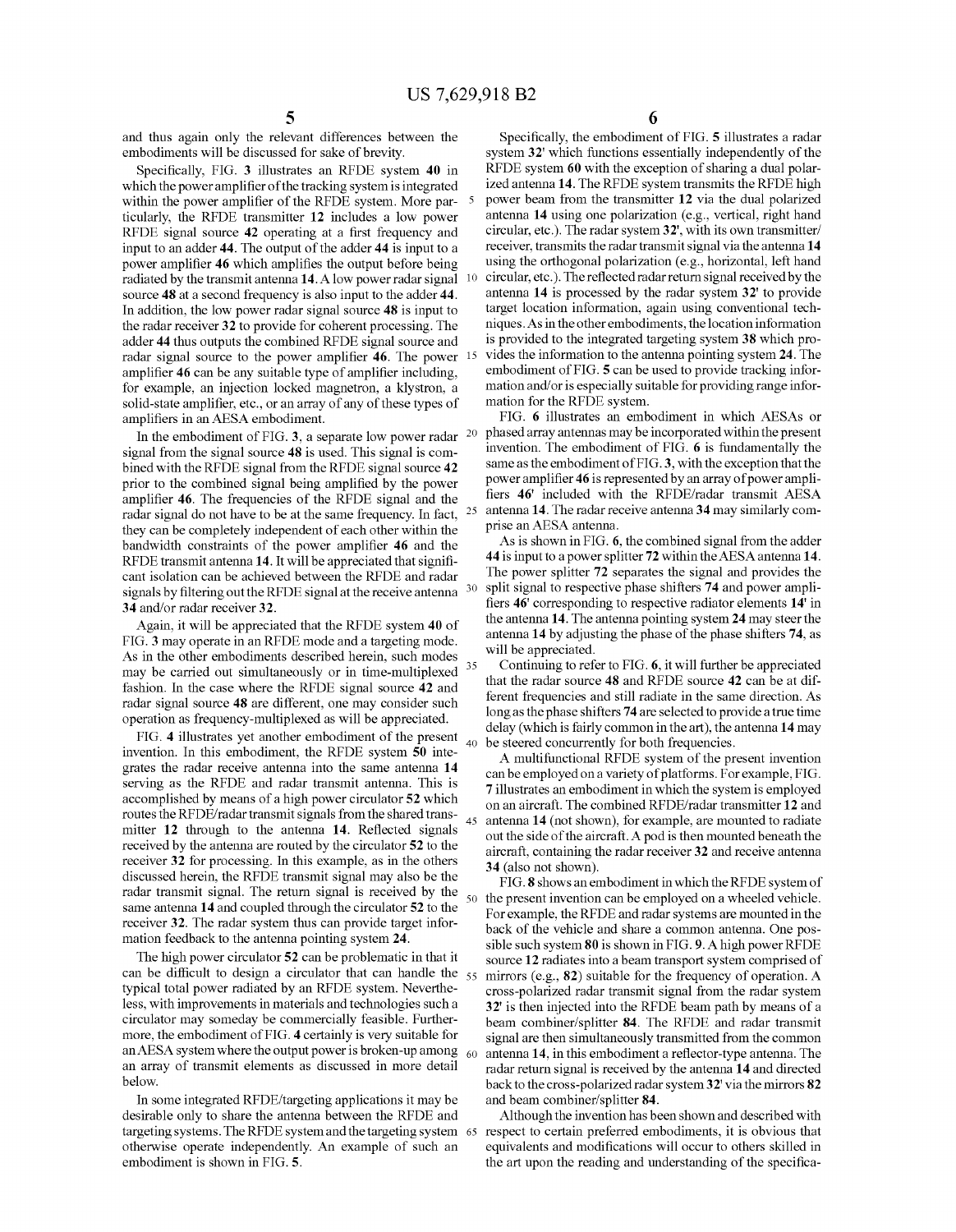and thus again only the relevant differences between the embodiments will be discussed for sake of brevity.

Specifically, FIG. 3 illustrates an RFDE system 40 in which the power amplifier of the tracking system is integrated within the power amplifier of the RFDE system. More particularly, the RFDE transmitter 12 includes a low power RFDE signal source 42 operating at a first frequency and input to an adder 44. The output of the adder 44 is input to a power amplifier 46 which amplifies the output before being radiated by the transmit antenna 14. A low power radar signal source 48 at a second frequency is also input to the adder 44. In addition, the low power radar signal source 48 is input to the radar receiver 32 to provide for coherent processing. The adder 44 thus outputs the combined RFDE signal source and radar signal source to the power amplifier 46. The power amplifier 46 can be any suitable type of amplifier including, for example, an injection locked magnetron, a klystron, a solid-state amplifier, etc., or an array of any of these types of amplifiers in an AESA embodiment.

In the embodiment of FIG. 3, a separate low power radar signal from the signal source 48 is used. This signal is combined with the RFDE signal from the RFDE signal source 42 prior to the combined signal being amplified by the power amplifier 46. The frequencies of the RFDE signal and the radar signal do not have to be at the same frequency. In fact, they can be completely independent of each other within the bandwidth constraints of the power amplifier 46 and the RFDE transmit antenna 14. It will be appreciated that significant isolation can be achieved between the RFDE and radar signals by filtering out the RFDE signal at the receive antenna 34 and/or radar receiver 32.

Again, it will be appreciated that the RFDE system 40 of FIG. 3 may operate in an RFDE mode and a targeting mode. As in the other embodiments described herein, such modes may be carried out simultaneously or in time-multiplexed fashion. In the case where the RFDE signal source 42 and radar signal source 48 are different, one may consider such operation as frequency-multiplexed as will be appreciated.

FIG. 4 illustrates yet another embodiment of the present invention. In this embodiment, the RFDE system 50 integrates the radar receive antenna into the same antenna 14 serving as the RFDE and radar transmit antenna. This is accomplished by means of a high power circulator 52 which routes the RFDE/radar transmit signals from the shared transmitter 12 through to the antenna 14. Reflected signals received by the antenna are routed by the circulator 52 to the receiver 32 for processing. In this example, as in the others discussed herein, the RFDE transmit signal may also be the radar transmit signal. The return signal is received by the same antenna 14 and coupled through the circulator 52 to the receiver 32. The radar system thus can provide target information feedback to the antenna pointing system 24.

The high power circulator 52 can be problematic in that it can be difficult to design a circulator that can handle the typical total power radiated by an RFDE system. Nevertheless, with improvements in materials and technologies such a circulator may someday be commercially feasible. Furthermore, the embodiment of FIG. 4 certainly is very suitable for an AESA system where the output power is broken-up among an array of transmit elements as discussed in more detail below.

In some integrated RFDE/targeting applications it may be desirable only to share the antenna between the RFDE and targeting systems. The RFDE system and the targeting system otherwise operate independently. An example of such an embodiment is shown in FIG. 5.

Specifically, the embodiment of FIG. 5 illustrates a radar system 32' which functions essentially independently of the RFDE system 60 with the exception of sharing a dual polarized antenna 14. The RFDE system transmits the RFDE high power beam from the transmitter 12 via the dual polarized antenna 14 using one polarization (e.g., vertical, right hand circular, etc.). The radar system 32', with its own transmitter/receiver, transmits the radar transmit signal via the antenna 14 using the orthogonal polarization (e.g., horizontal, left hand circular, etc.). The reflected radar return signal received by the antenna 14 is processed by the radar system 32' to provide target location information, again using conventional techniques. As in the other embodiments, the location information is provided to the integrated targeting system 38 which provides the information to the antenna pointing system 24. The embodiment of FIG. 5 can be used to provide tracking information and/or is especially suitable for providing range information for the RFDE system.

FIG. 6 illustrates an embodiment in which AESAs or phased array antennas may be incorporated within the present invention. The embodiment of FIG. 6 is fundamentally the same as the embodiment of FIG. 3, with the exception that the power amplifier 46 is represented by an array of power amplifiers 46' included with the RFDE/radar transmit AESA antenna 14. The radar receive antenna 34 may similarly comprise an AESA antenna.

As is shown in FIG. 6, the combined signal from the adder 44 is input to a power splitter 72 within the AESA antenna 14. The power splitter 72 separates the signal and provides the split signal to respective phase shifters 74 and power amplifiers 46' corresponding to respective radiator elements 14' in the antenna 14. The antenna pointing system 24 may steer the antenna 14 by adjusting the phase of the phase shifters 74, as will be appreciated.

Continuing to refer to FIG. 6, it will further be appreciated that the radar source 48 and RFDE source 42 can be at different frequencies and still radiate in the same direction. As long as the phase shifters 74 are selected to provide a true time delay (which is fairly common in the art), the antenna 14 may be steered concurrently for both frequencies.

A multifunctional RFDE system of the present invention can be employed on a variety of platforms. For example, FIG. 7 illustrates an embodiment in which the system is employed on an aircraft. The combined RFDE/radar transmitter 12 and antenna 14 (not shown), for example, are mounted to radiate out the side of the aircraft. A pod is then mounted beneath the aircraft, containing the radar receiver 32 and receive antenna 34 (also not shown).

FIG. 8 shows an embodiment in which the RFDE system of the present invention can be employed on a wheeled vehicle. For example, the RFDE and radar systems are mounted in the back of the vehicle and share a common antenna. One possible such system 80 is shown in FIG. 9. A high power RFDE source 12 radiates into a beam transport system comprised of mirrors (e.g., 82) suitable for the frequency of operation. A cross-polarized radar transmit signal from the radar system 32' is then injected into the RFDE beam path by means of a beam combiner/splitter 84. The RFDE and radar transmit signal are then simultaneously transmitted from the common antenna 14, in this embodiment a reflector-type antenna. The radar return signal is received by the antenna 14 and directed back to the cross-polarized radar system 32' via the mirrors 82 and beam combiner/splitter 84.

Although the invention has been shown and described with respect to certain preferred embodiments, it is obvious that equivalents and modifications will occur to others skilled in the art upon the reading and understanding of the specifica-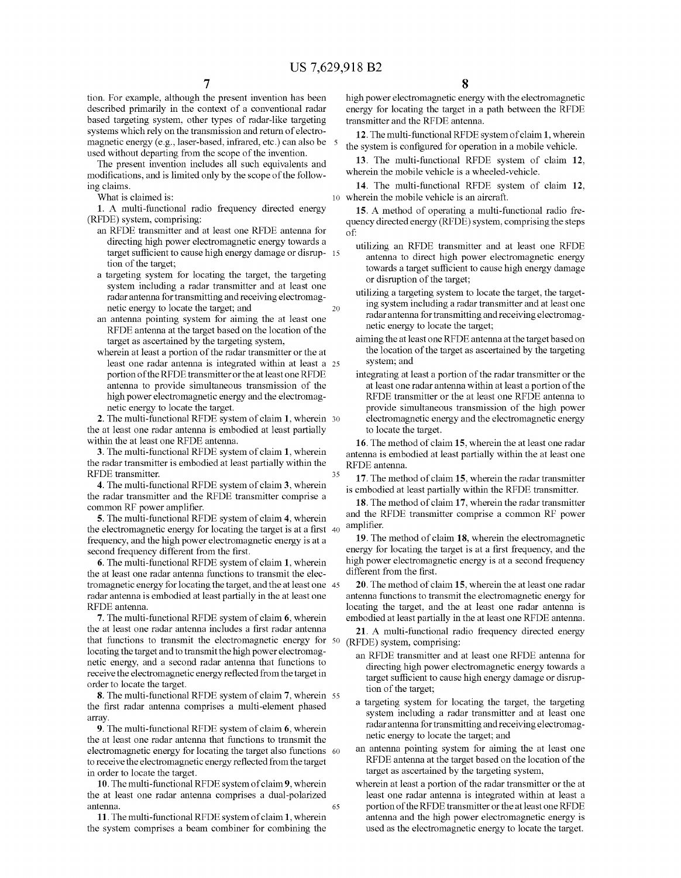tion. For example, although the present invention has been described primarily in the context of a conventional radar based targeting system, other types of radar-like targeting systems which rely on the transmission and return of electromagnetic energy (e.g., laser-based, infrared, etc.) can also be used without departing from the scope of the invention.

The present invention includes all such equivalents and modifications, and is limited only by the scope of the following claims.

What is claimed is:

**1**. A multi-functional radio frequency directed energy (RFDE) system, comprising:

- an RFDE transmitter and at least one RFDE antenna for directing high power electromagnetic energy towards a target sufficient to cause high energy damage or disruption of the target;
- a targeting system for locating the target, the targeting system including a radar transmitter and at least one radar antenna for transmitting and receiving electromagnetic energy to locate the target; and
- an antenna pointing system for aiming the at least one RFDE antenna at the target based on the location of the target as ascertained by the targeting system,
- wherein at least a portion of the radar transmitter or the at least one radar antenna is integrated within at least a portion of the RFDE transmitter or the at least one RFDE antenna to provide simultaneous transmission of the high power electromagnetic energy and the electromagnetic energy to locate the target.

**2**. The multi-functional RFDE system of claim **1**, wherein the at least one radar antenna is embodied at least partially within the at least one RFDE antenna.

**3**. The multi-functional RFDE system of claim **1**, wherein the radar transmitter is embodied at least partially within the RFDE transmitter.

**4**. The multi-functional RFDE system of claim **3**, wherein the radar transmitter and the RFDE transmitter comprise a common RF power amplifier.

**5**. The multi-functional RFDE system of claim **4**, wherein the electromagnetic energy for locating the target is at a first frequency, and the high power electromagnetic energy is at a second frequency different from the first.

**6**. The multi-functional RFDE system of claim **1**, wherein the at least one radar antenna functions to transmit the electromagnetic energy for locating the target, and the at least one radar antenna is embodied at least partially in the at least one RFDE antenna.

**7**. The multi-functional RFDE system of claim **6**, wherein the at least one radar antenna includes a first radar antenna that functions to transmit the electromagnetic energy for locating the target and to transmit the high power electromagnetic energy, and a second radar antenna that functions to receive the electromagnetic energy reflected from the target in order to locate the target.

**8**. The multi-functional RFDE system of claim **7**, wherein the first radar antenna comprises a multi-element phased array.

**9**. The multi-functional RFDE system of claim **6**, wherein the at least one radar antenna that functions to transmit the electromagnetic energy for locating the target also functions to receive the electromagnetic energy reflected from the target in order to locate the target.

**10**. The multi-functional RFDE system of claim **9**, wherein the at least one radar antenna comprises a dual-polarized antenna.

**11**. The multi-functional RFDE system of claim **1**, wherein the system comprises a beam combiner for combining the high power electromagnetic energy with the electromagnetic energy for locating the target in a path between the RFDE transmitter and the RFDE antenna.

**12**. The multi-functional RFDE system of claim **1**, wherein the system is configured for operation in a mobile vehicle.

**13**. The multi-functional RFDE system of claim **12**, wherein the mobile vehicle is a wheeled-vehicle.

**14**. The multi-functional RFDE system of claim **12**, wherein the mobile vehicle is an aircraft.

**15**. A method of operating a multi-functional radio frequency directed energy (RFDE) system, comprising the steps of:

- utilizing an RFDE transmitter and at least one RFDE antenna to direct high power electromagnetic energy towards a target sufficient to cause high energy damage or disruption of the target;
- utilizing a targeting system to locate the target, the targeting system including a radar transmitter and at least one radar antenna for transmitting and receiving electromagnetic energy to locate the target;
- aiming the at least one RFDE antenna at the target based on the location of the target as ascertained by the targeting system; and
- integrating at least a portion of the radar transmitter or the at least one radar antenna within at least a portion of the RFDE transmitter or the at least one RFDE antenna to provide simultaneous transmission of the high power electromagnetic energy and the electromagnetic energy to locate the target.

**16**. The method of claim **15**, wherein the at least one radar antenna is embodied at least partially within the at least one RFDE antenna.

**17**. The method of claim **15**, wherein the radar transmitter is embodied at least partially within the RFDE transmitter.

**18**. The method of claim **17**, wherein the radar transmitter and the RFDE transmitter comprise a common RF power amplifier.

**19**. The method of claim **18**, wherein the electromagnetic energy for locating the target is at a first frequency, and the high power electromagnetic energy is at a second frequency different from the first.

**20**. The method of claim **15**, wherein the at least one radar antenna functions to transmit the electromagnetic energy for locating the target, and the at least one radar antenna is embodied at least partially in the at least one RFDE antenna.

**21**. A multi-functional radio frequency directed energy (RFDE) system, comprising:

- an RFDE transmitter and at least one RFDE antenna for directing high power electromagnetic energy towards a target sufficient to cause high energy damage or disruption of the target;
- a targeting system for locating the target, the targeting system including a radar transmitter and at least one radar antenna for transmitting and receiving electromagnetic energy to locate the target; and
- an antenna pointing system for aiming the at least one RFDE antenna at the target based on the location of the target as ascertained by the targeting system,
- wherein at least a portion of the radar transmitter or the at least one radar antenna is integrated within at least a portion of the RFDE transmitter or the at least one RFDE antenna and the high power electromagnetic energy is used as the electromagnetic energy to locate the target.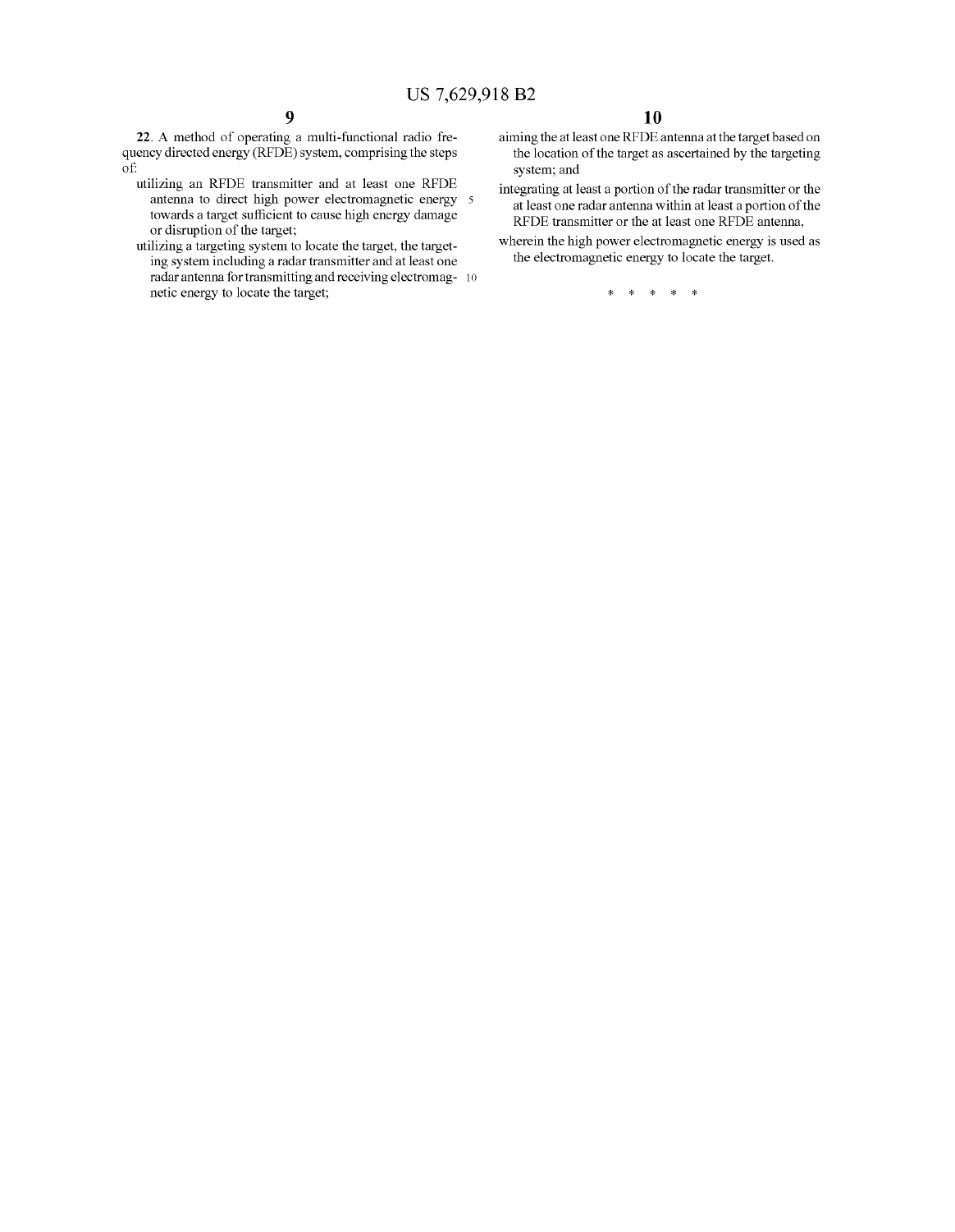22. A method of operating a multi-functional radio frequency directed energy (RFDE) system, comprising the steps of:

utilizing an RFDE transmitter and at least one RFDE antenna to direct high power electromagnetic energy towards a target sufficient to cause high energy damage or disruption of the target;

utilizing a targeting system to locate the target, the targeting system including a radar transmitter and at least one radar antenna for transmitting and receiving electromagnetic energy to locate the target;

aiming the at least one RFDE antenna at the target based on the location of the target as ascertained by the targeting system; and

integrating at least a portion of the radar transmitter or the at least one radar antenna within at least a portion of the RFDE transmitter or the at least one RFDE antenna,

wherein the high power electromagnetic energy is used as the electromagnetic energy to locate the target.

\* \* \* \* \*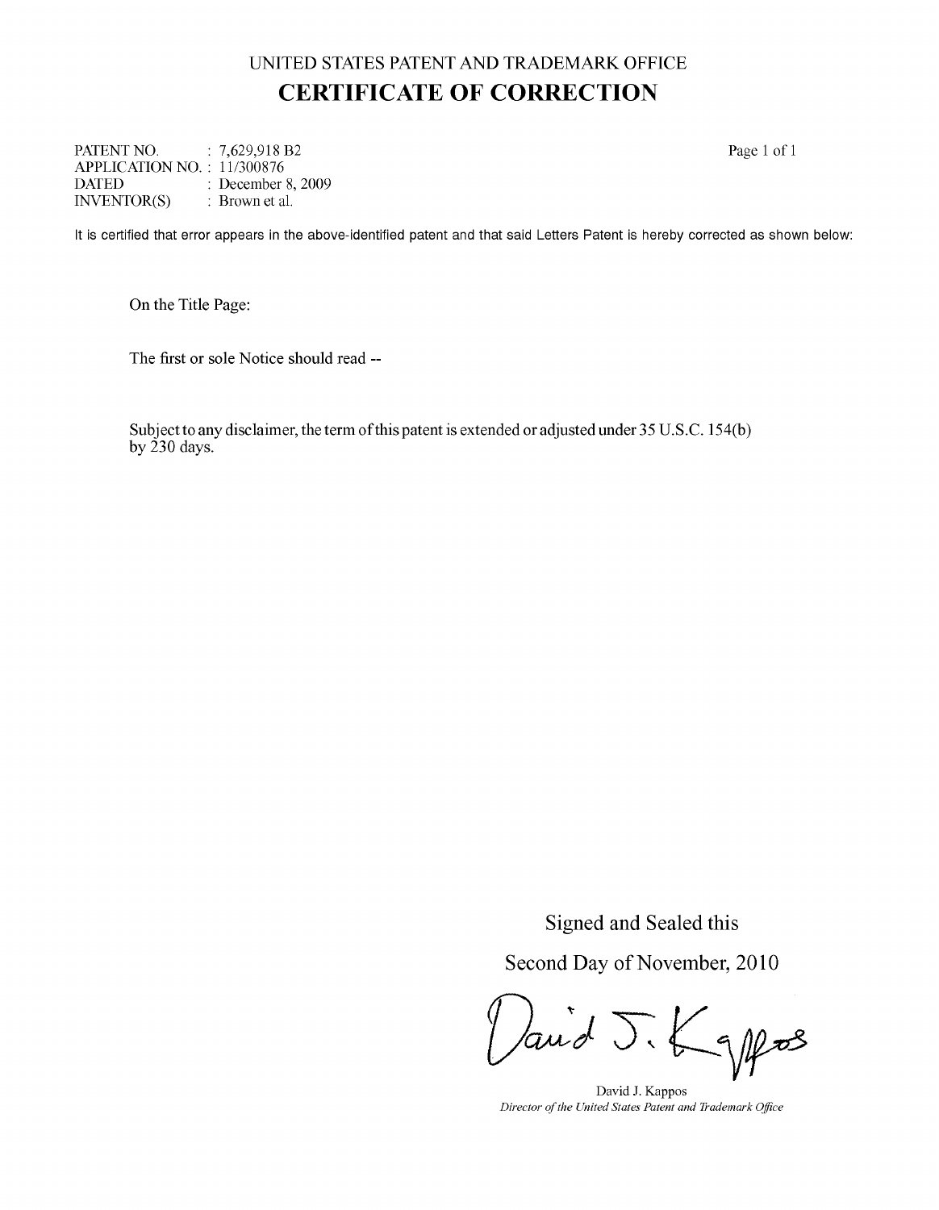UNITED STATES PATENT AND TRADEMARK OFFICE

# CERTIFICATE OF CORRECTION

PATENT NO. : 7,629,918 B2
APPLICATION NO. : 11/300876
DATED : December 8, 2009
INVENTOR(S) : Brown et al.

It is certified that error appears in the above-identified patent and that said Letters Patent is hereby corrected as shown below:

On the Title Page:

The first or sole Notice should read --

Subject to any disclaimer, the term of this patent is extended or adjusted under 35 U.S.C. 154(b) by 230 days.

Signed and Sealed this

Second Day of November, 2010

David J. Kappos

*Director of the United States Patent and Trademark Office*